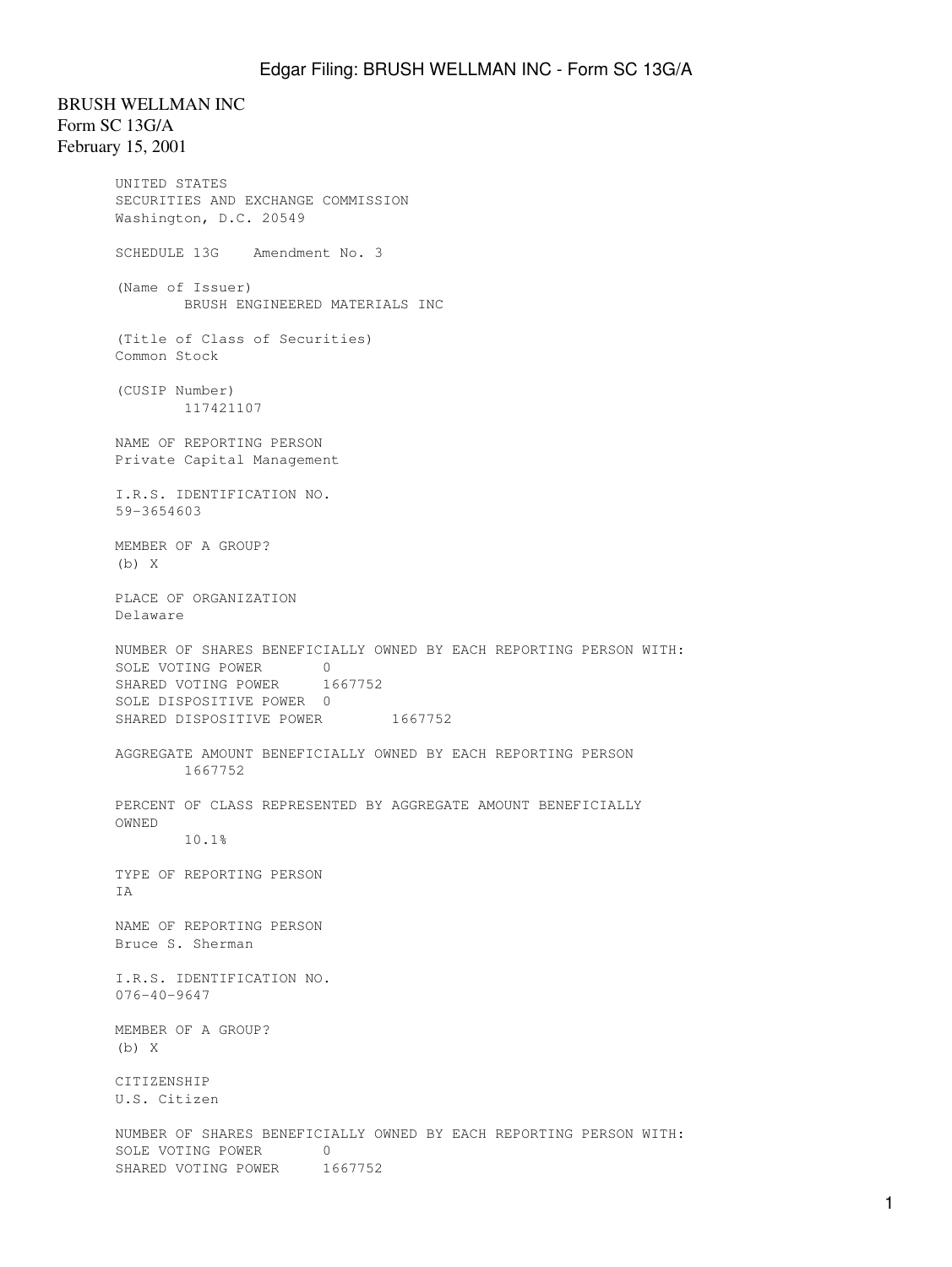BRUSH WELLMAN INC
Form SC 13G/A
February 15, 2001

UNITED STATES
SECURITIES AND EXCHANGE COMMISSION
Washington, D.C. 20549

SCHEDULE 13G    Amendment No. 3

(Name of Issuer)
BRUSH ENGINEERED MATERIALS INC

(Title of Class of Securities)
Common Stock

(CUSIP Number)
117421107

NAME OF REPORTING PERSON
Private Capital Management

I.R.S. IDENTIFICATION NO.
59-3654603

MEMBER OF A GROUP?
(b) X

PLACE OF ORGANIZATION
Delaware

NUMBER OF SHARES BENEFICIALLY OWNED BY EACH REPORTING PERSON WITH:
SOLE VOTING POWER       0
SHARED VOTING POWER     1667752
SOLE DISPOSITIVE POWER  0
SHARED DISPOSITIVE POWER        1667752

AGGREGATE AMOUNT BENEFICIALLY OWNED BY EACH REPORTING PERSON
1667752

PERCENT OF CLASS REPRESENTED BY AGGREGATE AMOUNT BENEFICIALLY OWNED
10.1%

TYPE OF REPORTING PERSON
IA

NAME OF REPORTING PERSON
Bruce S. Sherman

I.R.S. IDENTIFICATION NO.
076-40-9647

MEMBER OF A GROUP?
(b) X

CITIZENSHIP
U.S. Citizen

NUMBER OF SHARES BENEFICIALLY OWNED BY EACH REPORTING PERSON WITH:
SOLE VOTING POWER       0
SHARED VOTING POWER     1667752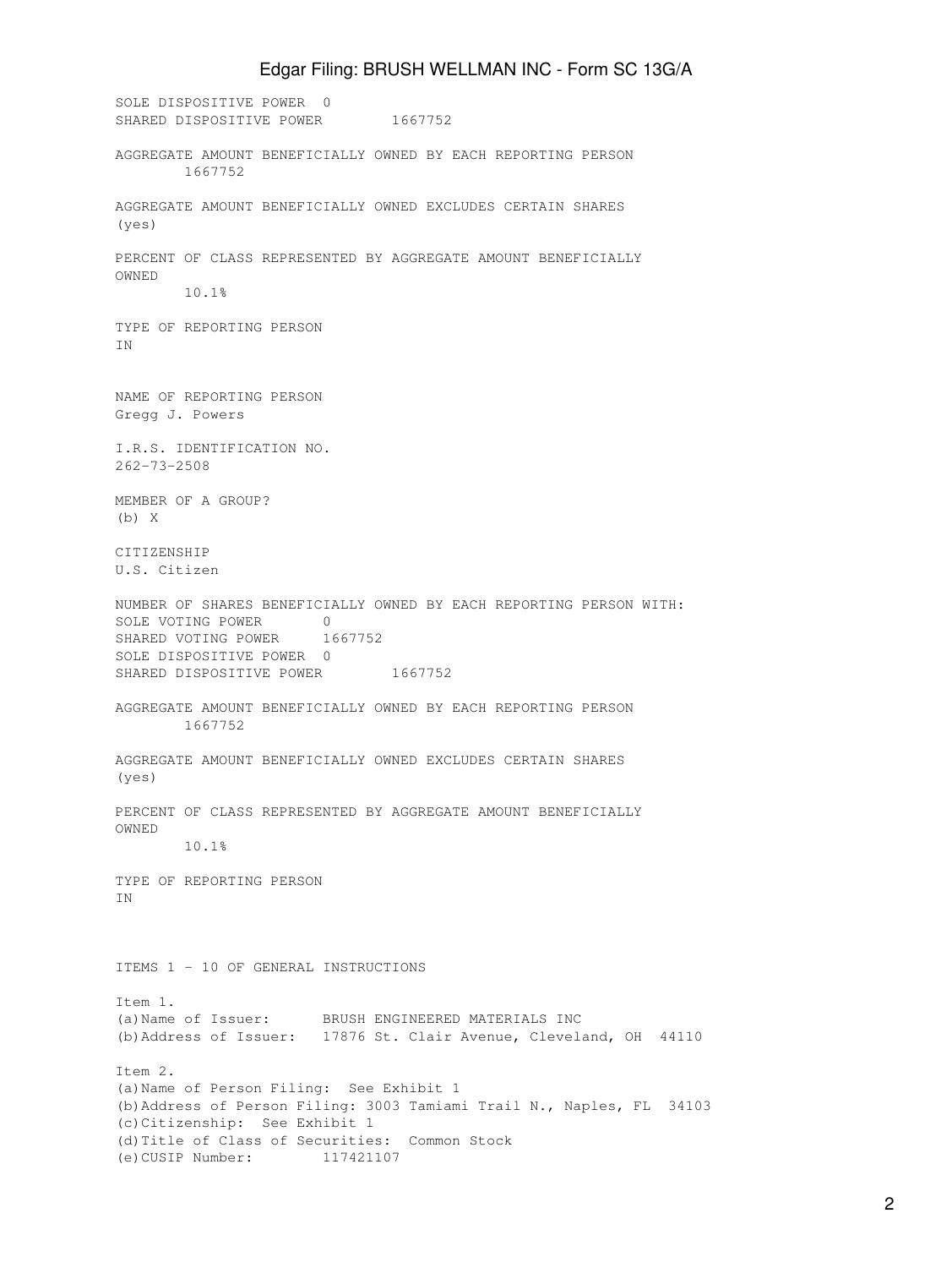SOLE DISPOSITIVE POWER 0
SHARED DISPOSITIVE POWER 1667752

AGGREGATE AMOUNT BENEFICIALLY OWNED BY EACH REPORTING PERSON
1667752

AGGREGATE AMOUNT BENEFICIALLY OWNED EXCLUDES CERTAIN SHARES
(yes)

PERCENT OF CLASS REPRESENTED BY AGGREGATE AMOUNT BENEFICIALLY OWNED
10.1%

TYPE OF REPORTING PERSON
IN

NAME OF REPORTING PERSON
Gregg J. Powers

I.R.S. IDENTIFICATION NO.
262-73-2508

MEMBER OF A GROUP?
(b) X

CITIZENSHIP
U.S. Citizen

NUMBER OF SHARES BENEFICIALLY OWNED BY EACH REPORTING PERSON WITH:
SOLE VOTING POWER 0
SHARED VOTING POWER 1667752
SOLE DISPOSITIVE POWER 0
SHARED DISPOSITIVE POWER 1667752

AGGREGATE AMOUNT BENEFICIALLY OWNED BY EACH REPORTING PERSON
1667752

AGGREGATE AMOUNT BENEFICIALLY OWNED EXCLUDES CERTAIN SHARES
(yes)

PERCENT OF CLASS REPRESENTED BY AGGREGATE AMOUNT BENEFICIALLY OWNED
10.1%

TYPE OF REPORTING PERSON
IN

ITEMS 1 - 10 OF GENERAL INSTRUCTIONS

Item 1.
(a) Name of Issuer: BRUSH ENGINEERED MATERIALS INC
(b) Address of Issuer: 17876 St. Clair Avenue, Cleveland, OH 44110

Item 2.
(a) Name of Person Filing: See Exhibit 1
(b) Address of Person Filing: 3003 Tamiami Trail N., Naples, FL 34103
(c) Citizenship: See Exhibit 1
(d) Title of Class of Securities: Common Stock
(e) CUSIP Number: 117421107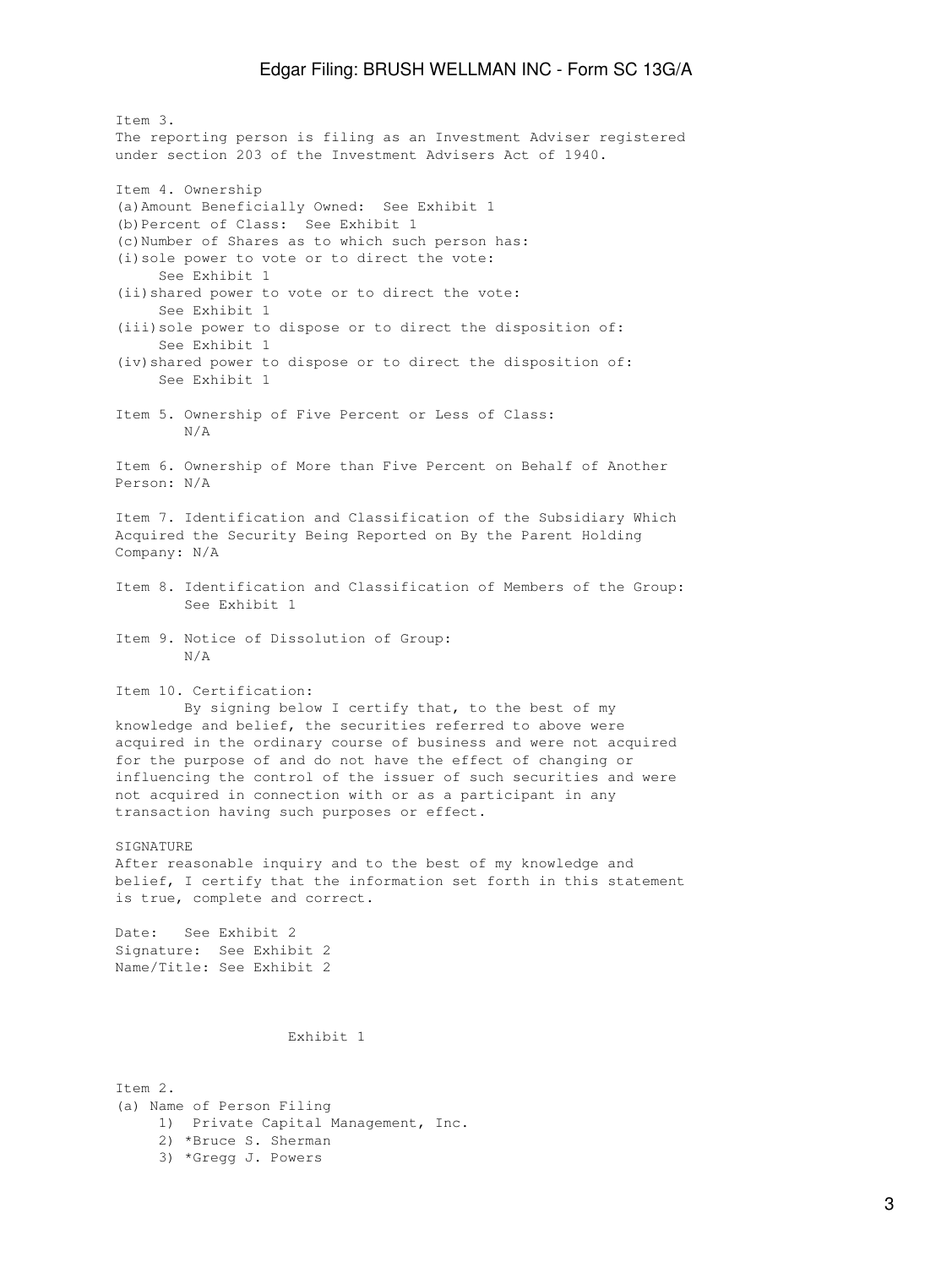Item 3.
The reporting person is filing as an Investment Adviser registered under section 203 of the Investment Advisers Act of 1940.

Item 4. Ownership
(a) Amount Beneficially Owned: See Exhibit 1
(b) Percent of Class: See Exhibit 1
(c) Number of Shares as to which such person has:
(i) sole power to vote or to direct the vote:
See Exhibit 1
(ii) shared power to vote or to direct the vote:
See Exhibit 1
(iii) sole power to dispose or to direct the disposition of:
See Exhibit 1
(iv) shared power to dispose or to direct the disposition of:
See Exhibit 1

Item 5. Ownership of Five Percent or Less of Class:
N/A

Item 6. Ownership of More than Five Percent on Behalf of Another Person: N/A

Item 7. Identification and Classification of the Subsidiary Which Acquired the Security Being Reported on By the Parent Holding Company: N/A

Item 8. Identification and Classification of Members of the Group:
See Exhibit 1

Item 9. Notice of Dissolution of Group:
N/A

Item 10. Certification:
By signing below I certify that, to the best of my knowledge and belief, the securities referred to above were acquired in the ordinary course of business and were not acquired for the purpose of and do not have the effect of changing or influencing the control of the issuer of such securities and were not acquired in connection with or as a participant in any transaction having such purposes or effect.

SIGNATURE
After reasonable inquiry and to the best of my knowledge and belief, I certify that the information set forth in this statement is true, complete and correct.

Date: See Exhibit 2
Signature: See Exhibit 2
Name/Title: See Exhibit 2

Exhibit 1

Item 2.
(a) Name of Person Filing
1) Private Capital Management, Inc.
2) *Bruce S. Sherman
3) *Gregg J. Powers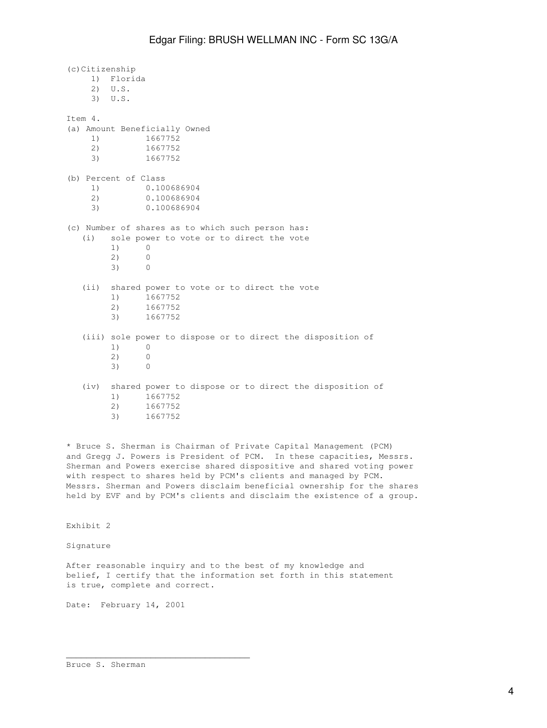(c)Citizenship

1) Florida
2) U.S.
3) U.S.

Item 4.

(a) Amount Beneficially Owned

1) 1667752
2) 1667752
3) 1667752

(b) Percent of Class

1) 0.100686904
2) 0.100686904
3) 0.100686904

(c) Number of shares as to which such person has:

(i) sole power to vote or to direct the vote

1) 0
2) 0
3) 0

(ii) shared power to vote or to direct the vote

1) 1667752
2) 1667752
3) 1667752

(iii) sole power to dispose or to direct the disposition of

1) 0
2) 0
3) 0

(iv) shared power to dispose or to direct the disposition of

1) 1667752
2) 1667752
3) 1667752

* Bruce S. Sherman is Chairman of Private Capital Management (PCM) and Gregg J. Powers is President of PCM. In these capacities, Messrs. Sherman and Powers exercise shared dispositive and shared voting power with respect to shares held by PCM's clients and managed by PCM. Messrs. Sherman and Powers disclaim beneficial ownership for the shares held by EVF and by PCM's clients and disclaim the existence of a group.

Exhibit 2

Signature

After reasonable inquiry and to the best of my knowledge and belief, I certify that the information set forth in this statement is true, complete and correct.

Date: February 14, 2001

\_\_\_\_\_\_\_\_\_\_\_\_\_\_\_\_\_\_\_\_\_\_\_\_\_\_\_\_\_\_\_\_\_\_\_\_\_

Bruce S. Sherman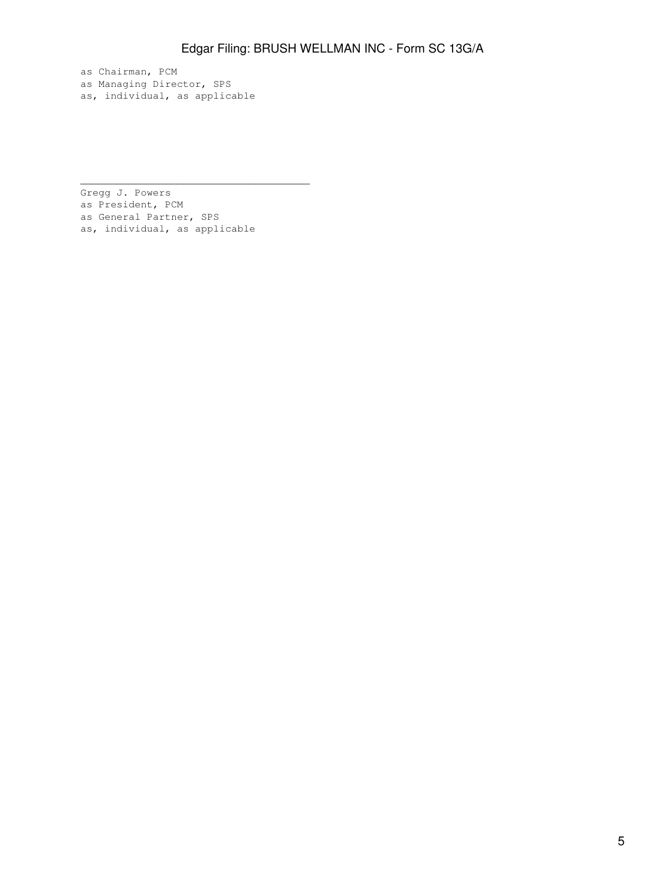as Chairman, PCM
as Managing Director, SPS
as, individual, as applicable

\_\_\_\_\_\_\_\_\_\_\_\_\_\_\_\_\_\_\_\_\_\_\_\_\_\_\_\_\_\_\_\_\_\_\_\_\_\_

Gregg J. Powers
as President, PCM
as General Partner, SPS
as, individual, as applicable